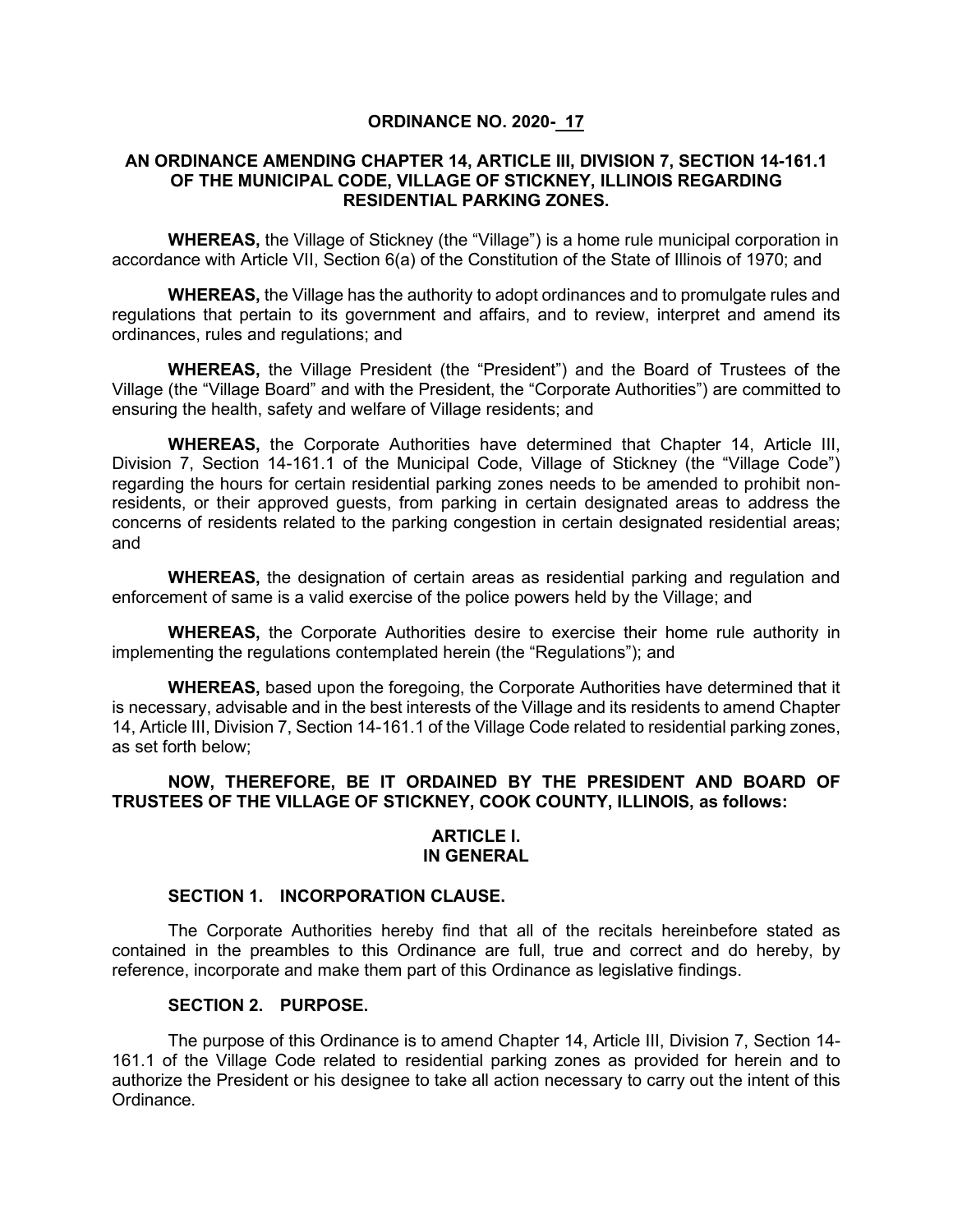# ORDINANCE NO. 2020- 17

## AN ORDINANCE AMENDING CHAPTER 14, ARTICLE III, DIVISION 7, SECTION 14-161.1 OF THE MUNICIPAL CODE, VILLAGE OF STICKNEY, ILLINOIS REGARDING RESIDENTIAL PARKING ZONES.

**WHEREAS,** the Village of Stickney (the "Village") is a home rule municipal corporation in accordance with Article VII, Section 6(a) of the Constitution of the State of Illinois of 1970; and

**WHEREAS,** the Village has the authority to adopt ordinances and to promulgate rules and regulations that pertain to its government and affairs, and to review, interpret and amend its ordinances, rules and regulations; and

**WHEREAS,** the Village President (the "President") and the Board of Trustees of the Village (the "Village Board" and with the President, the "Corporate Authorities") are committed to ensuring the health, safety and welfare of Village residents; and

**WHEREAS,** the Corporate Authorities have determined that Chapter 14, Article III, Division 7, Section 14-161.1 of the Municipal Code, Village of Stickney (the "Village Code") regarding the hours for certain residential parking zones needs to be amended to prohibit non-residents, or their approved guests, from parking in certain designated areas to address the concerns of residents related to the parking congestion in certain designated residential areas; and

**WHEREAS,** the designation of certain areas as residential parking and regulation and enforcement of same is a valid exercise of the police powers held by the Village; and

**WHEREAS,** the Corporate Authorities desire to exercise their home rule authority in implementing the regulations contemplated herein (the "Regulations"); and

**WHEREAS,** based upon the foregoing, the Corporate Authorities have determined that it is necessary, advisable and in the best interests of the Village and its residents to amend Chapter 14, Article III, Division 7, Section 14-161.1 of the Village Code related to residential parking zones, as set forth below;

**NOW, THEREFORE, BE IT ORDAINED BY THE PRESIDENT AND BOARD OF TRUSTEES OF THE VILLAGE OF STICKNEY, COOK COUNTY, ILLINOIS, as follows:**

## ARTICLE I.
## IN GENERAL

### SECTION 1. INCORPORATION CLAUSE.

The Corporate Authorities hereby find that all of the recitals hereinbefore stated as contained in the preambles to this Ordinance are full, true and correct and do hereby, by reference, incorporate and make them part of this Ordinance as legislative findings.

### SECTION 2. PURPOSE.

The purpose of this Ordinance is to amend Chapter 14, Article III, Division 7, Section 14-161.1 of the Village Code related to residential parking zones as provided for herein and to authorize the President or his designee to take all action necessary to carry out the intent of this Ordinance.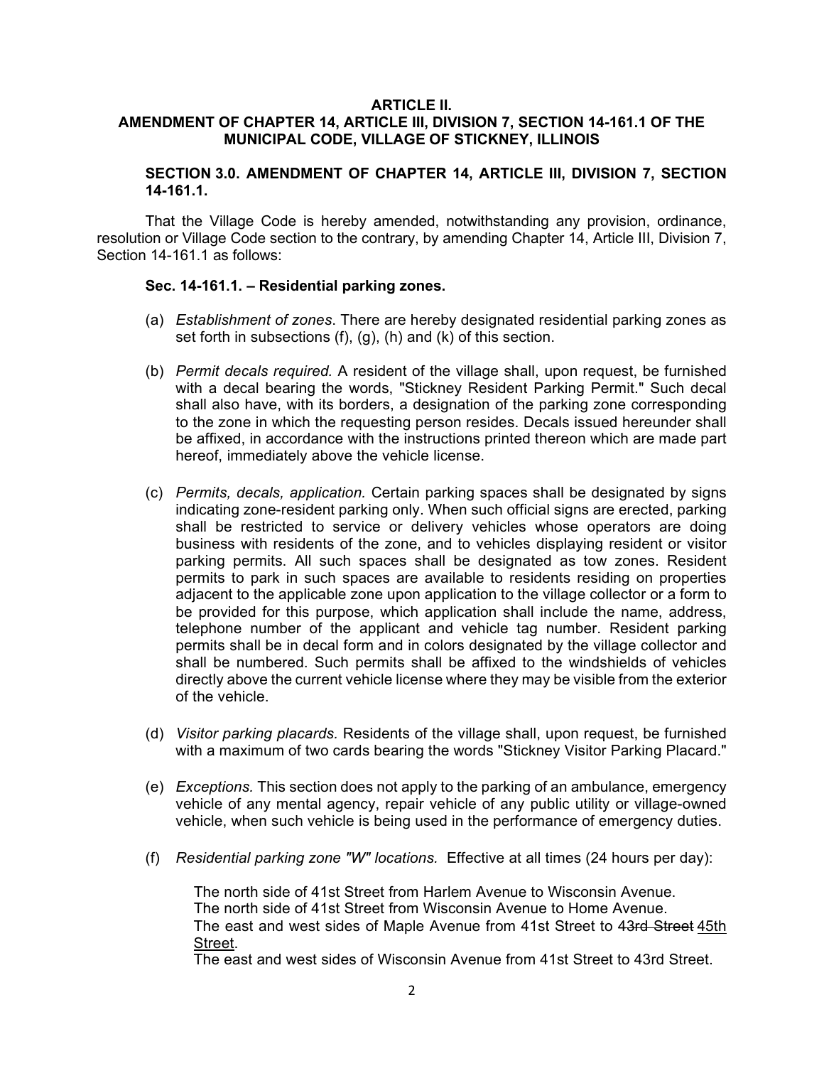**ARTICLE II.**
**AMENDMENT OF CHAPTER 14, ARTICLE III, DIVISION 7, SECTION 14-161.1 OF THE MUNICIPAL CODE, VILLAGE OF STICKNEY, ILLINOIS**

**SECTION 3.0. AMENDMENT OF CHAPTER 14, ARTICLE III, DIVISION 7, SECTION 14-161.1.**

That the Village Code is hereby amended, notwithstanding any provision, ordinance, resolution or Village Code section to the contrary, by amending Chapter 14, Article III, Division 7, Section 14-161.1 as follows:

**Sec. 14-161.1. – Residential parking zones.**

(a) *Establishment of zones*. There are hereby designated residential parking zones as set forth in subsections (f), (g), (h) and (k) of this section.

(b) *Permit decals required.* A resident of the village shall, upon request, be furnished with a decal bearing the words, "Stickney Resident Parking Permit." Such decal shall also have, with its borders, a designation of the parking zone corresponding to the zone in which the requesting person resides. Decals issued hereunder shall be affixed, in accordance with the instructions printed thereon which are made part hereof, immediately above the vehicle license.

(c) *Permits, decals, application.* Certain parking spaces shall be designated by signs indicating zone-resident parking only. When such official signs are erected, parking shall be restricted to service or delivery vehicles whose operators are doing business with residents of the zone, and to vehicles displaying resident or visitor parking permits. All such spaces shall be designated as tow zones. Resident permits to park in such spaces are available to residents residing on properties adjacent to the applicable zone upon application to the village collector or a form to be provided for this purpose, which application shall include the name, address, telephone number of the applicant and vehicle tag number. Resident parking permits shall be in decal form and in colors designated by the village collector and shall be numbered. Such permits shall be affixed to the windshields of vehicles directly above the current vehicle license where they may be visible from the exterior of the vehicle.

(d) *Visitor parking placards.* Residents of the village shall, upon request, be furnished with a maximum of two cards bearing the words "Stickney Visitor Parking Placard."

(e) *Exceptions.* This section does not apply to the parking of an ambulance, emergency vehicle of any mental agency, repair vehicle of any public utility or village-owned vehicle, when such vehicle is being used in the performance of emergency duties.

(f) *Residential parking zone "W" locations.* Effective at all times (24 hours per day):

The north side of 41st Street from Harlem Avenue to Wisconsin Avenue.
The north side of 41st Street from Wisconsin Avenue to Home Avenue.
The east and west sides of Maple Avenue from 41st Street to ~~43rd Street~~ <u>45th Street</u>.
The east and west sides of Wisconsin Avenue from 41st Street to 43rd Street.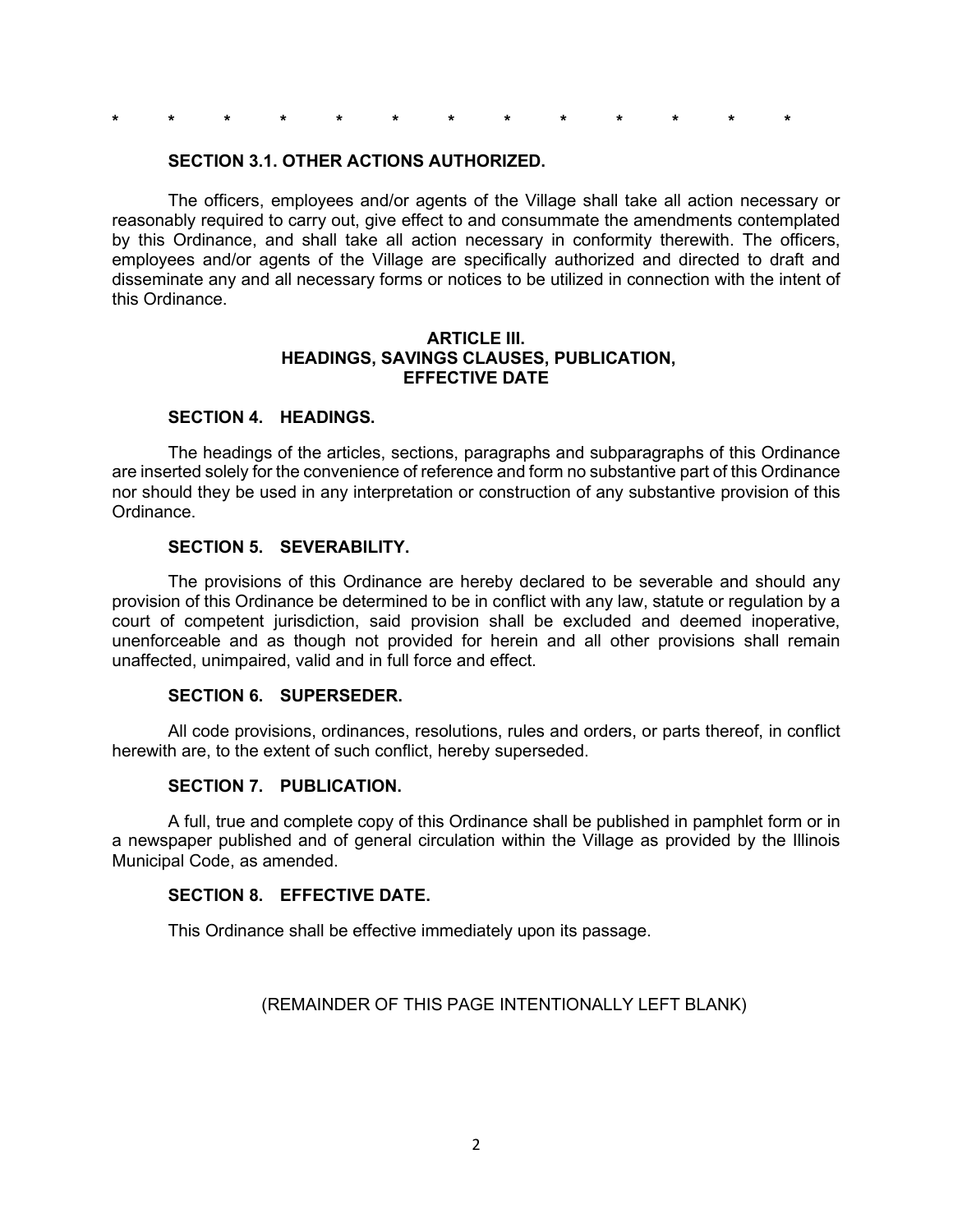\*  \*  \*  \*  \*  \*  \*  \*  \*  \*  \*  \*  \*

**SECTION 3.1. OTHER ACTIONS AUTHORIZED.**

The officers, employees and/or agents of the Village shall take all action necessary or reasonably required to carry out, give effect to and consummate the amendments contemplated by this Ordinance, and shall take all action necessary in conformity therewith. The officers, employees and/or agents of the Village are specifically authorized and directed to draft and disseminate any and all necessary forms or notices to be utilized in connection with the intent of this Ordinance.

## ARTICLE III. HEADINGS, SAVINGS CLAUSES, PUBLICATION, EFFECTIVE DATE

**SECTION 4. HEADINGS.**

The headings of the articles, sections, paragraphs and subparagraphs of this Ordinance are inserted solely for the convenience of reference and form no substantive part of this Ordinance nor should they be used in any interpretation or construction of any substantive provision of this Ordinance.

**SECTION 5. SEVERABILITY.**

The provisions of this Ordinance are hereby declared to be severable and should any provision of this Ordinance be determined to be in conflict with any law, statute or regulation by a court of competent jurisdiction, said provision shall be excluded and deemed inoperative, unenforceable and as though not provided for herein and all other provisions shall remain unaffected, unimpaired, valid and in full force and effect.

**SECTION 6. SUPERSEDER.**

All code provisions, ordinances, resolutions, rules and orders, or parts thereof, in conflict herewith are, to the extent of such conflict, hereby superseded.

**SECTION 7. PUBLICATION.**

A full, true and complete copy of this Ordinance shall be published in pamphlet form or in a newspaper published and of general circulation within the Village as provided by the Illinois Municipal Code, as amended.

**SECTION 8. EFFECTIVE DATE.**

This Ordinance shall be effective immediately upon its passage.

(REMAINDER OF THIS PAGE INTENTIONALLY LEFT BLANK)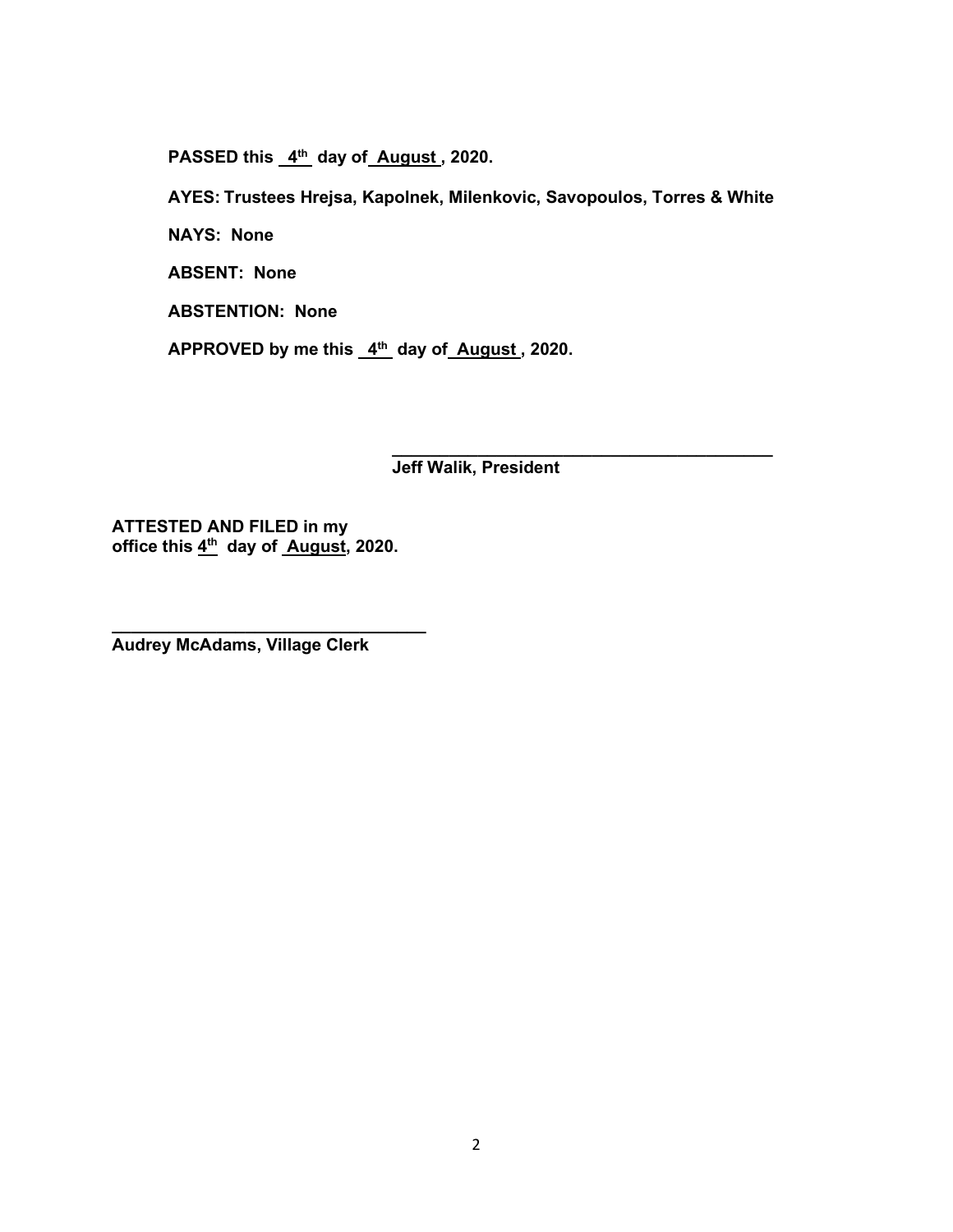**PASSED this 4th day of August, 2020.**

**AYES: Trustees Hrejsa, Kapolnek, Milenkovic, Savopoulos, Torres & White**

**NAYS: None**

**ABSENT: None**

**ABSTENTION: None**

**APPROVED by me this 4th day of August, 2020.**

\_\_\_\_\_\_\_\_\_\_\_\_\_\_\_\_\_\_\_\_\_\_\_\_\_\_\_\_\_\_\_\_\_\_\_\_\_\_\_\_
**Jeff Walik, President**

**ATTESTED AND FILED in my office this 4th day of August, 2020.**

\_\_\_\_\_\_\_\_\_\_\_\_\_\_\_\_\_\_\_\_\_\_\_\_\_\_\_\_\_\_\_\_\_\_
**Audrey McAdams, Village Clerk**